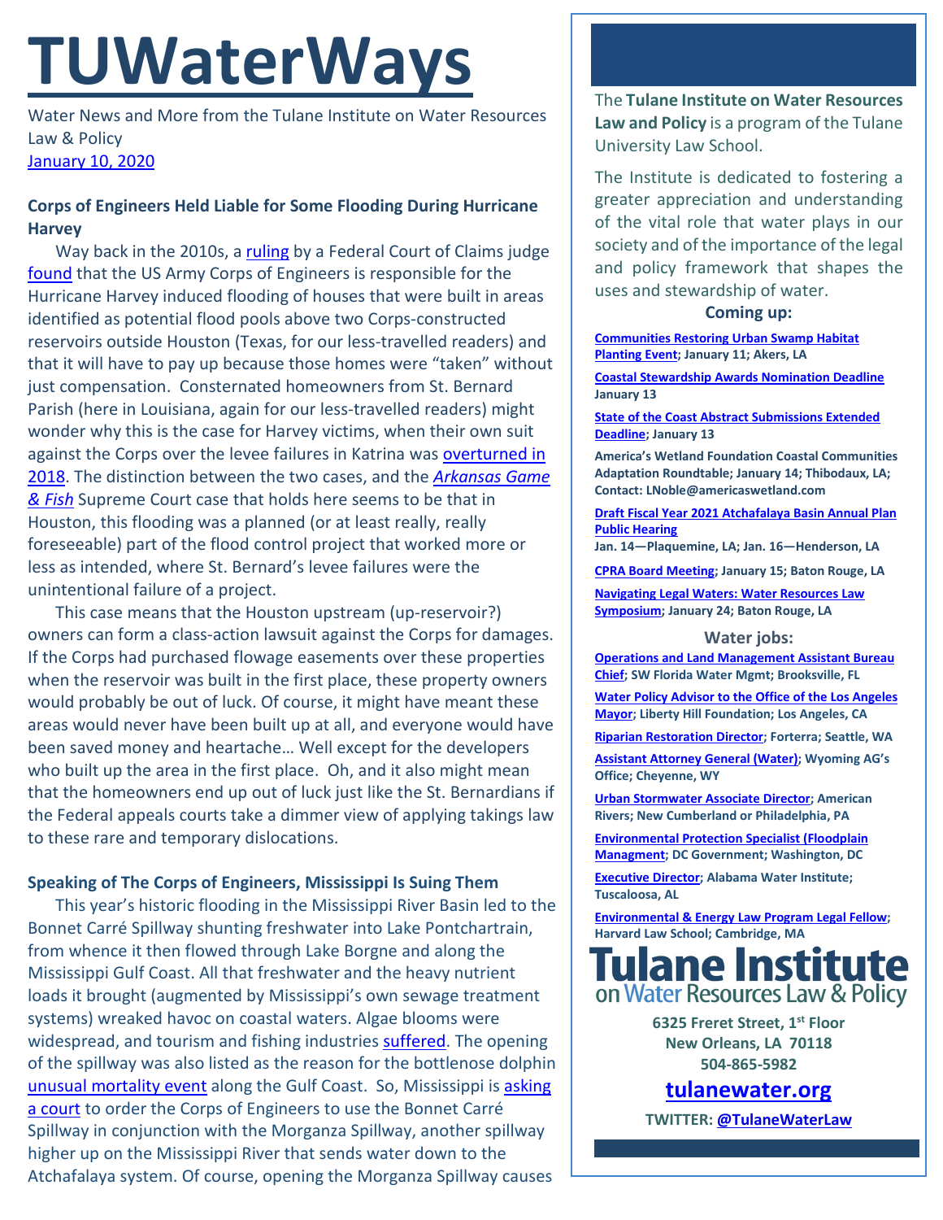# TUWaterWays

Water News and More from the Tulane Institute on Water Resources Law & Policy
January 10, 2020

### Corps of Engineers Held Liable for Some Flooding During Hurricane Harvey

Way back in the 2010s, a ruling by a Federal Court of Claims judge found that the US Army Corps of Engineers is responsible for the Hurricane Harvey induced flooding of houses that were built in areas identified as potential flood pools above two Corps-constructed reservoirs outside Houston (Texas, for our less-travelled readers) and that it will have to pay up because those homes were "taken" without just compensation. Consternated homeowners from St. Bernard Parish (here in Louisiana, again for our less-travelled readers) might wonder why this is the case for Harvey victims, when their own suit against the Corps over the levee failures in Katrina was overturned in 2018. The distinction between the two cases, and the *Arkansas Game & Fish* Supreme Court case that holds here seems to be that in Houston, this flooding was a planned (or at least really, really foreseeable) part of the flood control project that worked more or less as intended, where St. Bernard's levee failures were the unintentional failure of a project.

This case means that the Houston upstream (up-reservoir?) owners can form a class-action lawsuit against the Corps for damages. If the Corps had purchased flowage easements over these properties when the reservoir was built in the first place, these property owners would probably be out of luck. Of course, it might have meant these areas would never have been built up at all, and everyone would have been saved money and heartache… Well except for the developers who built up the area in the first place. Oh, and it also might mean that the homeowners end up out of luck just like the St. Bernardians if the Federal appeals courts take a dimmer view of applying takings law to these rare and temporary dislocations.

### Speaking of The Corps of Engineers, Mississippi Is Suing Them

This year's historic flooding in the Mississippi River Basin led to the Bonnet Carré Spillway shunting freshwater into Lake Pontchartrain, from whence it then flowed through Lake Borgne and along the Mississippi Gulf Coast. All that freshwater and the heavy nutrient loads it brought (augmented by Mississippi's own sewage treatment systems) wreaked havoc on coastal waters. Algae blooms were widespread, and tourism and fishing industries suffered. The opening of the spillway was also listed as the reason for the bottlenose dolphin unusual mortality event along the Gulf Coast. So, Mississippi is asking a court to order the Corps of Engineers to use the Bonnet Carré Spillway in conjunction with the Morganza Spillway, another spillway higher up on the Mississippi River that sends water down to the Atchafalaya system. Of course, opening the Morganza Spillway causes

---

The **Tulane Institute on Water Resources Law and Policy** is a program of the Tulane University Law School.

The Institute is dedicated to fostering a greater appreciation and understanding of the vital role that water plays in our society and of the importance of the legal and policy framework that shapes the uses and stewardship of water.

**Coming up:**

- **Communities Restoring Urban Swamp Habitat Planting Event; January 11; Akers, LA**
- **Coastal Stewardship Awards Nomination Deadline January 13**
- **State of the Coast Abstract Submissions Extended Deadline; January 13**
- **America's Wetland Foundation Coastal Communities Adaptation Roundtable; January 14; Thibodaux, LA; Contact: LNoble@americaswetland.com**
- **Draft Fiscal Year 2021 Atchafalaya Basin Annual Plan Public Hearing Jan. 14—Plaquemine, LA; Jan. 16—Henderson, LA**
- **CPRA Board Meeting; January 15; Baton Rouge, LA**
- **Navigating Legal Waters: Water Resources Law Symposium; January 24; Baton Rouge, LA**

**Water jobs:**

- **Operations and Land Management Assistant Bureau Chief; SW Florida Water Mgmt; Brooksville, FL**
- **Water Policy Advisor to the Office of the Los Angeles Mayor; Liberty Hill Foundation; Los Angeles, CA**
- **Riparian Restoration Director; Forterra; Seattle, WA**
- **Assistant Attorney General (Water); Wyoming AG's Office; Cheyenne, WY**
- **Urban Stormwater Associate Director; American Rivers; New Cumberland or Philadelphia, PA**
- **Environmental Protection Specialist (Floodplain Managment; DC Government; Washington, DC**
- **Executive Director; Alabama Water Institute; Tuscaloosa, AL**
- **Environmental & Energy Law Program Legal Fellow; Harvard Law School; Cambridge, MA**

**Tulane Institute on Water Resources Law & Policy**

**6325 Freret Street, 1st Floor**
**New Orleans, LA 70118**
**504-865-5982**

**tulanewater.org**

**TWITTER: @TulaneWaterLaw**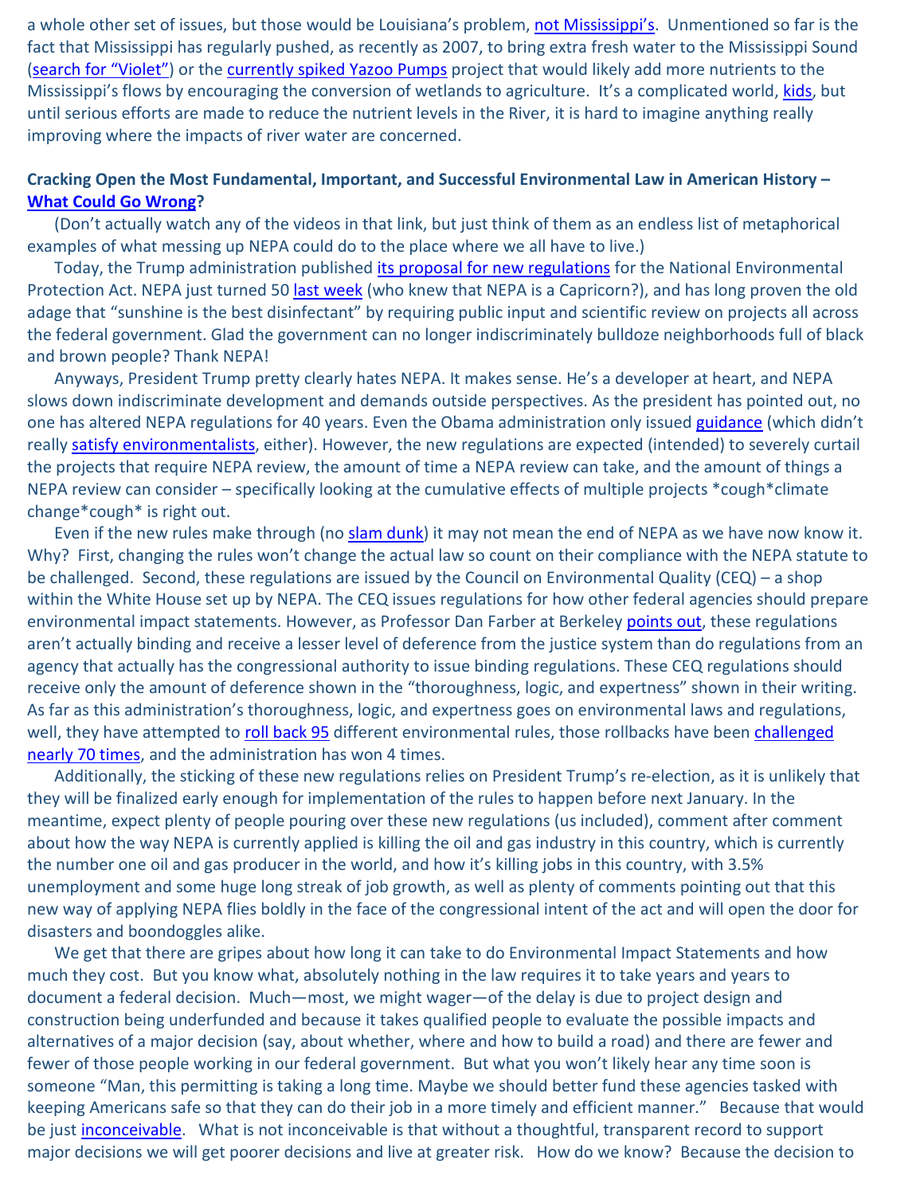a whole other set of issues, but those would be Louisiana's problem, not Mississippi's. Unmentioned so far is the fact that Mississippi has regularly pushed, as recently as 2007, to bring extra fresh water to the Mississippi Sound (search for "Violet") or the currently spiked Yazoo Pumps project that would likely add more nutrients to the Mississippi's flows by encouraging the conversion of wetlands to agriculture. It's a complicated world, kids, but until serious efforts are made to reduce the nutrient levels in the River, it is hard to imagine anything really improving where the impacts of river water are concerned.

**Cracking Open the Most Fundamental, Important, and Successful Environmental Law in American History – What Could Go Wrong?**

(Don't actually watch any of the videos in that link, but just think of them as an endless list of metaphorical examples of what messing up NEPA could do to the place where we all have to live.)

Today, the Trump administration published its proposal for new regulations for the National Environmental Protection Act. NEPA just turned 50 last week (who knew that NEPA is a Capricorn?), and has long proven the old adage that "sunshine is the best disinfectant" by requiring public input and scientific review on projects all across the federal government. Glad the government can no longer indiscriminately bulldoze neighborhoods full of black and brown people? Thank NEPA!

Anyways, President Trump pretty clearly hates NEPA. It makes sense. He's a developer at heart, and NEPA slows down indiscriminate development and demands outside perspectives. As the president has pointed out, no one has altered NEPA regulations for 40 years. Even the Obama administration only issued guidance (which didn't really satisfy environmentalists, either). However, the new regulations are expected (intended) to severely curtail the projects that require NEPA review, the amount of time a NEPA review can take, and the amount of things a NEPA review can consider – specifically looking at the cumulative effects of multiple projects *cough*climate change*cough* is right out.

Even if the new rules make through (no slam dunk) it may not mean the end of NEPA as we have now know it. Why? First, changing the rules won't change the actual law so count on their compliance with the NEPA statute to be challenged. Second, these regulations are issued by the Council on Environmental Quality (CEQ) – a shop within the White House set up by NEPA. The CEQ issues regulations for how other federal agencies should prepare environmental impact statements. However, as Professor Dan Farber at Berkeley points out, these regulations aren't actually binding and receive a lesser level of deference from the justice system than do regulations from an agency that actually has the congressional authority to issue binding regulations. These CEQ regulations should receive only the amount of deference shown in the "thoroughness, logic, and expertness" shown in their writing. As far as this administration's thoroughness, logic, and expertness goes on environmental laws and regulations, well, they have attempted to roll back 95 different environmental rules, those rollbacks have been challenged nearly 70 times, and the administration has won 4 times.

Additionally, the sticking of these new regulations relies on President Trump's re-election, as it is unlikely that they will be finalized early enough for implementation of the rules to happen before next January. In the meantime, expect plenty of people pouring over these new regulations (us included), comment after comment about how the way NEPA is currently applied is killing the oil and gas industry in this country, which is currently the number one oil and gas producer in the world, and how it's killing jobs in this country, with 3.5% unemployment and some huge long streak of job growth, as well as plenty of comments pointing out that this new way of applying NEPA flies boldly in the face of the congressional intent of the act and will open the door for disasters and boondoggles alike.

We get that there are gripes about how long it can take to do Environmental Impact Statements and how much they cost. But you know what, absolutely nothing in the law requires it to take years and years to document a federal decision. Much—most, we might wager—of the delay is due to project design and construction being underfunded and because it takes qualified people to evaluate the possible impacts and alternatives of a major decision (say, about whether, where and how to build a road) and there are fewer and fewer of those people working in our federal government. But what you won't likely hear any time soon is someone "Man, this permitting is taking a long time. Maybe we should better fund these agencies tasked with keeping Americans safe so that they can do their job in a more timely and efficient manner." Because that would be just inconceivable. What is not inconceivable is that without a thoughtful, transparent record to support major decisions we will get poorer decisions and live at greater risk. How do we know? Because the decision to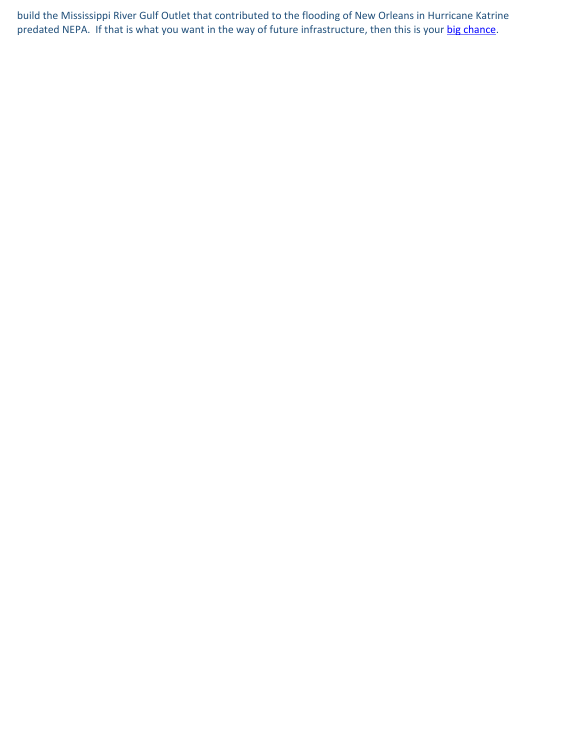build the Mississippi River Gulf Outlet that contributed to the flooding of New Orleans in Hurricane Katrine predated NEPA. If that is what you want in the way of future infrastructure, then this is your big chance.